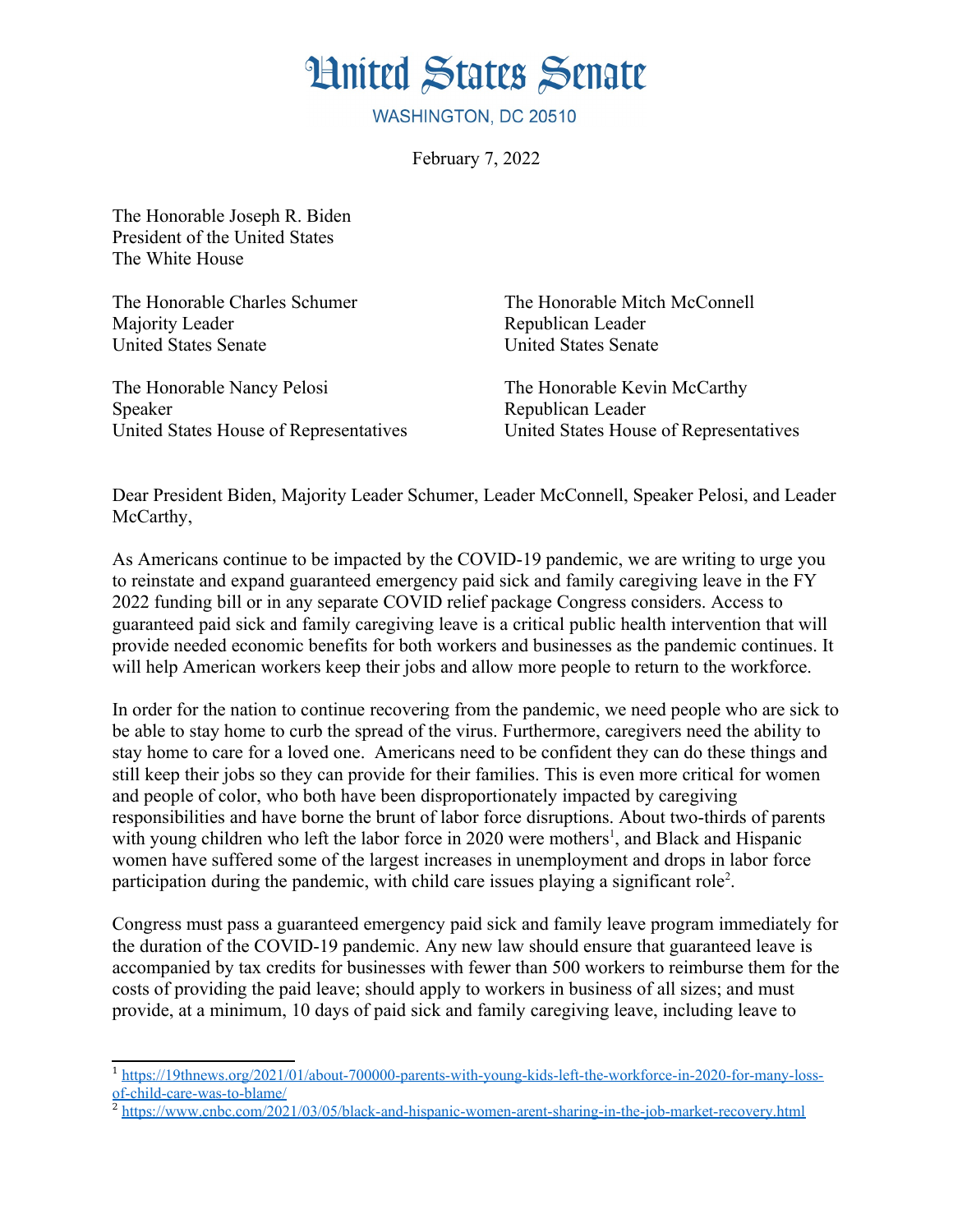# United States Senate

WASHINGTON, DC 20510

February 7, 2022

The Honorable Joseph R. Biden
President of the United States
The White House

The Honorable Charles Schumer
Majority Leader
United States Senate

The Honorable Mitch McConnell
Republican Leader
United States Senate

The Honorable Nancy Pelosi
Speaker
United States House of Representatives

The Honorable Kevin McCarthy
Republican Leader
United States House of Representatives

Dear President Biden, Majority Leader Schumer, Leader McConnell, Speaker Pelosi, and Leader McCarthy,

As Americans continue to be impacted by the COVID-19 pandemic, we are writing to urge you to reinstate and expand guaranteed emergency paid sick and family caregiving leave in the FY 2022 funding bill or in any separate COVID relief package Congress considers. Access to guaranteed paid sick and family caregiving leave is a critical public health intervention that will provide needed economic benefits for both workers and businesses as the pandemic continues. It will help American workers keep their jobs and allow more people to return to the workforce.

In order for the nation to continue recovering from the pandemic, we need people who are sick to be able to stay home to curb the spread of the virus. Furthermore, caregivers need the ability to stay home to care for a loved one. Americans need to be confident they can do these things and still keep their jobs so they can provide for their families. This is even more critical for women and people of color, who both have been disproportionately impacted by caregiving responsibilities and have borne the brunt of labor force disruptions. About two-thirds of parents with young children who left the labor force in 2020 were mothers[1], and Black and Hispanic women have suffered some of the largest increases in unemployment and drops in labor force participation during the pandemic, with child care issues playing a significant role[2].

Congress must pass a guaranteed emergency paid sick and family leave program immediately for the duration of the COVID-19 pandemic. Any new law should ensure that guaranteed leave is accompanied by tax credits for businesses with fewer than 500 workers to reimburse them for the costs of providing the paid leave; should apply to workers in business of all sizes; and must provide, at a minimum, 10 days of paid sick and family caregiving leave, including leave to

---

[1] https://19thnews.org/2021/01/about-700000-parents-with-young-kids-left-the-workforce-in-2020-for-many-loss-of-child-care-was-to-blame/

[2] https://www.cnbc.com/2021/03/05/black-and-hispanic-women-arent-sharing-in-the-job-market-recovery.html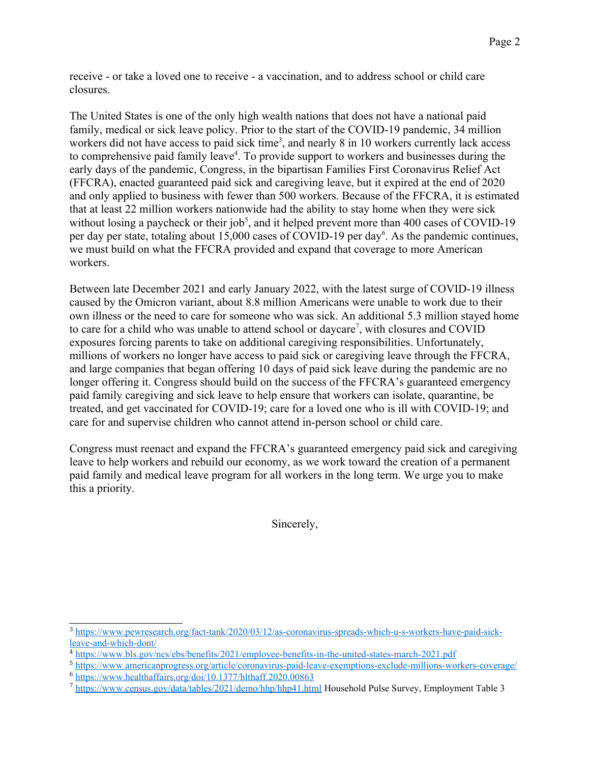receive - or take a loved one to receive - a vaccination, and to address school or child care closures.

The United States is one of the only high wealth nations that does not have a national paid family, medical or sick leave policy. Prior to the start of the COVID-19 pandemic, 34 million workers did not have access to paid sick time[3], and nearly 8 in 10 workers currently lack access to comprehensive paid family leave[4]. To provide support to workers and businesses during the early days of the pandemic, Congress, in the bipartisan Families First Coronavirus Relief Act (FFCRA), enacted guaranteed paid sick and caregiving leave, but it expired at the end of 2020 and only applied to business with fewer than 500 workers. Because of the FFCRA, it is estimated that at least 22 million workers nationwide had the ability to stay home when they were sick without losing a paycheck or their job[5], and it helped prevent more than 400 cases of COVID-19 per day per state, totaling about 15,000 cases of COVID-19 per day[6]. As the pandemic continues, we must build on what the FFCRA provided and expand that coverage to more American workers.

Between late December 2021 and early January 2022, with the latest surge of COVID-19 illness caused by the Omicron variant, about 8.8 million Americans were unable to work due to their own illness or the need to care for someone who was sick. An additional 5.3 million stayed home to care for a child who was unable to attend school or daycare[7], with closures and COVID exposures forcing parents to take on additional caregiving responsibilities. Unfortunately, millions of workers no longer have access to paid sick or caregiving leave through the FFCRA, and large companies that began offering 10 days of paid sick leave during the pandemic are no longer offering it. Congress should build on the success of the FFCRA's guaranteed emergency paid family caregiving and sick leave to help ensure that workers can isolate, quarantine, be treated, and get vaccinated for COVID-19; care for a loved one who is ill with COVID-19; and care for and supervise children who cannot attend in-person school or child care.

Congress must reenact and expand the FFCRA's guaranteed emergency paid sick and caregiving leave to help workers and rebuild our economy, as we work toward the creation of a permanent paid family and medical leave program for all workers in the long term. We urge you to make this a priority.

Sincerely,

---

[3] https://www.pewresearch.org/fact-tank/2020/03/12/as-coronavirus-spreads-which-u-s-workers-have-paid-sick-leave-and-which-dont/

[4] https://www.bls.gov/ncs/ebs/benefits/2021/employee-benefits-in-the-united-states-march-2021.pdf

[5] https://www.americanprogress.org/article/coronavirus-paid-leave-exemptions-exclude-millions-workers-coverage/

[6] https://www.healthaffairs.org/doi/10.1377/hlthaff.2020.00863

[7] https://www.census.gov/data/tables/2021/demo/hhp/hhp41.html Household Pulse Survey, Employment Table 3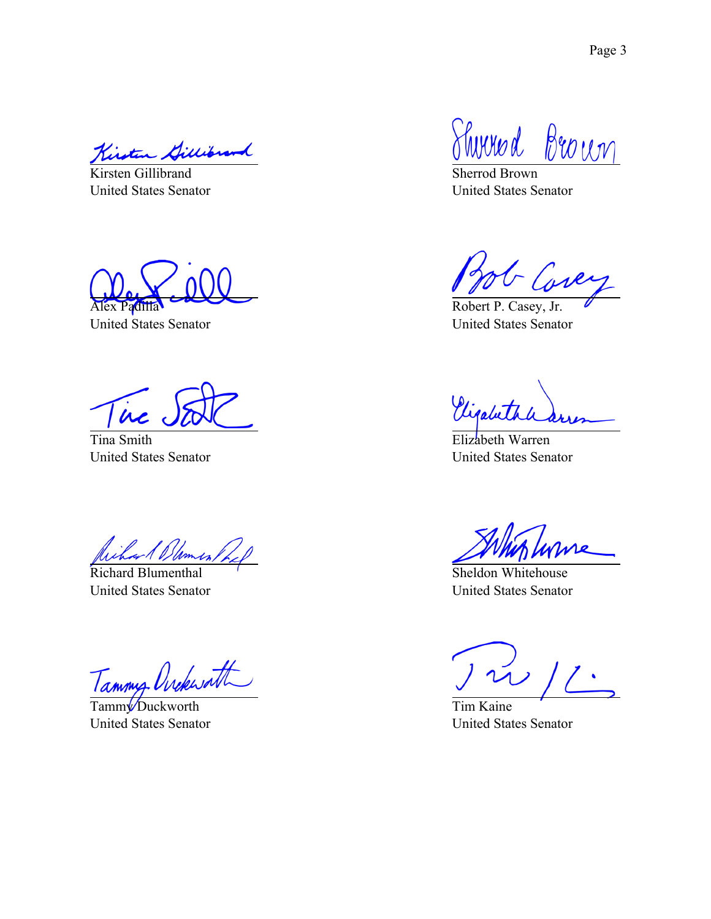Kirsten Gillibrand
United States Senator

Sherrod Brown
United States Senator

Alex Padilla
United States Senator

Robert P. Casey, Jr.
United States Senator

Tina Smith
United States Senator

Elizabeth Warren
United States Senator

Richard Blumenthal
United States Senator

Sheldon Whitehouse
United States Senator

Tammy Duckworth
United States Senator

Tim Kaine
United States Senator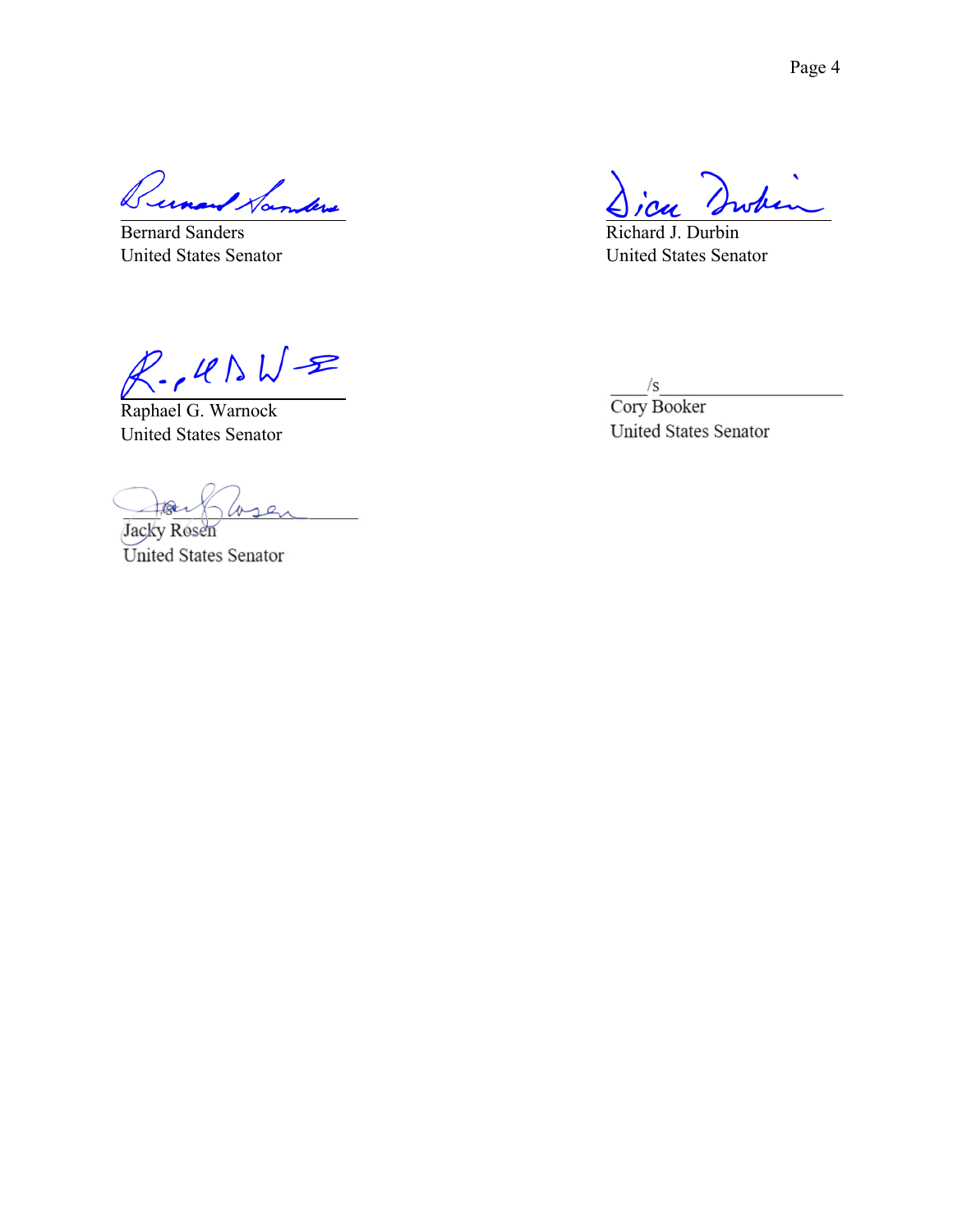Bernard Sanders
United States Senator

Richard J. Durbin
United States Senator

Raphael G. Warnock
United States Senator

\_\_\_\_/s\_\_\_\_\_\_\_\_\_\_\_\_\_\_\_\_\_\_
Cory Booker
United States Senator

Jacky Rosen
United States Senator